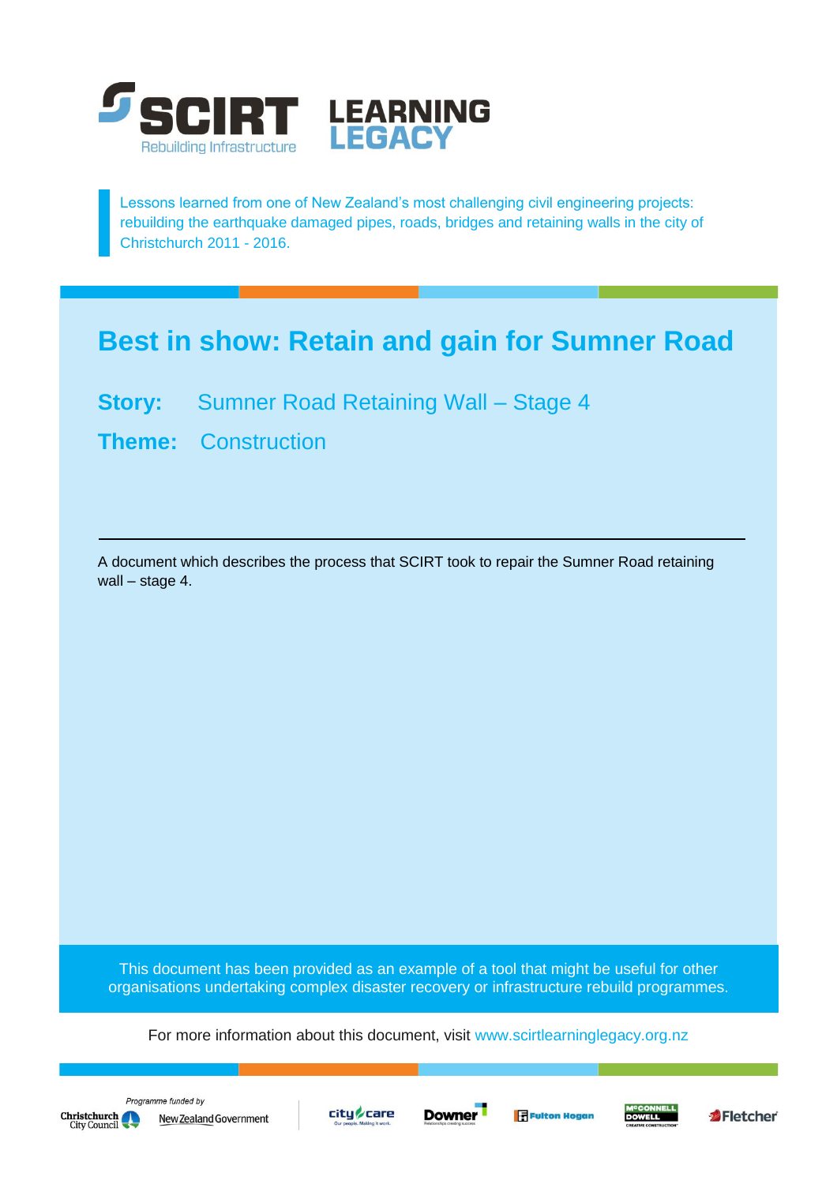SCIRT Rebuilding Infrastructure LEARNING LEGACY

Lessons learned from one of New Zealand's most challenging civil engineering projects: rebuilding the earthquake damaged pipes, roads, bridges and retaining walls in the city of Christchurch 2011 - 2016.

# Best in show: Retain and gain for Sumner Road

**Story:** Sumner Road Retaining Wall – Stage 4

**Theme:** Construction

---

A document which describes the process that SCIRT took to repair the Sumner Road retaining wall – stage 4.

This document has been provided as an example of a tool that might be useful for other organisations undertaking complex disaster recovery or infrastructure rebuild programmes.

For more information about this document, visit www.scirtlearninglegacy.org.nz

*Programme funded by* Christchurch City Council, New Zealand Government

City Care, Downer, Fulton Hogan, McConnell Dowell, Fletcher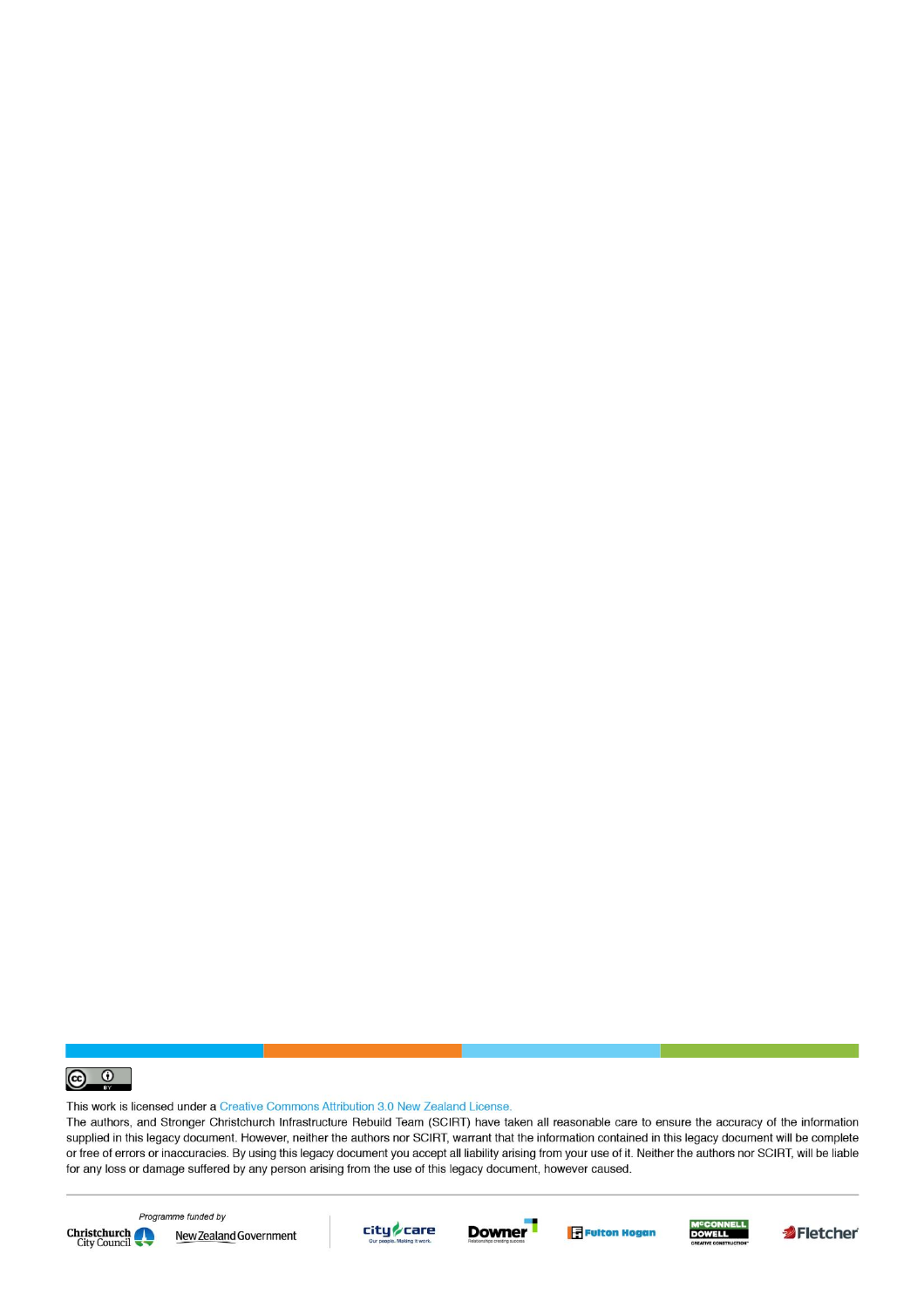This work is licensed under a Creative Commons Attribution 3.0 New Zealand License.

The authors, and Stronger Christchurch Infrastructure Rebuild Team (SCIRT) have taken all reasonable care to ensure the accuracy of the information supplied in this legacy document. However, neither the authors nor SCIRT, warrant that the information contained in this legacy document will be complete or free of errors or inaccuracies. By using this legacy document you accept all liability arising from your use of it. Neither the authors nor SCIRT, will be liable for any loss or damage suffered by any person arising from the use of this legacy document, however caused.

*Programme funded by*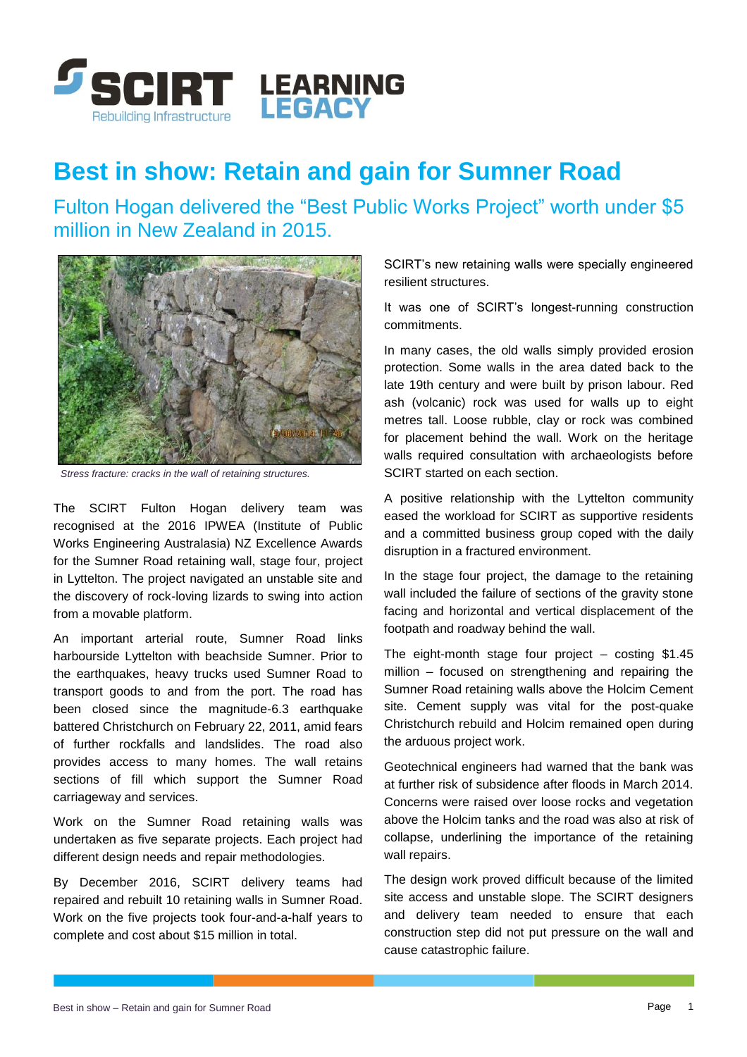# Best in show: Retain and gain for Sumner Road

## Fulton Hogan delivered the "Best Public Works Project" worth under $5 million in New Zealand in 2015.

*Stress fracture: cracks in the wall of retaining structures.*

The SCIRT Fulton Hogan delivery team was recognised at the 2016 IPWEA (Institute of Public Works Engineering Australasia) NZ Excellence Awards for the Sumner Road retaining wall, stage four, project in Lyttelton. The project navigated an unstable site and the discovery of rock-loving lizards to swing into action from a movable platform.

An important arterial route, Sumner Road links harbourside Lyttelton with beachside Sumner. Prior to the earthquakes, heavy trucks used Sumner Road to transport goods to and from the port. The road has been closed since the magnitude-6.3 earthquake battered Christchurch on February 22, 2011, amid fears of further rockfalls and landslides. The road also provides access to many homes. The wall retains sections of fill which support the Sumner Road carriageway and services.

Work on the Sumner Road retaining walls was undertaken as five separate projects. Each project had different design needs and repair methodologies.

By December 2016, SCIRT delivery teams had repaired and rebuilt 10 retaining walls in Sumner Road. Work on the five projects took four-and-a-half years to complete and cost about $15 million in total.

SCIRT's new retaining walls were specially engineered resilient structures.

It was one of SCIRT's longest-running construction commitments.

In many cases, the old walls simply provided erosion protection. Some walls in the area dated back to the late 19th century and were built by prison labour. Red ash (volcanic) rock was used for walls up to eight metres tall. Loose rubble, clay or rock was combined for placement behind the wall. Work on the heritage walls required consultation with archaeologists before SCIRT started on each section.

A positive relationship with the Lyttelton community eased the workload for SCIRT as supportive residents and a committed business group coped with the daily disruption in a fractured environment.

In the stage four project, the damage to the retaining wall included the failure of sections of the gravity stone facing and horizontal and vertical displacement of the footpath and roadway behind the wall.

The eight-month stage four project – costing $1.45 million – focused on strengthening and repairing the Sumner Road retaining walls above the Holcim Cement site. Cement supply was vital for the post-quake Christchurch rebuild and Holcim remained open during the arduous project work.

Geotechnical engineers had warned that the bank was at further risk of subsidence after floods in March 2014. Concerns were raised over loose rocks and vegetation above the Holcim tanks and the road was also at risk of collapse, underlining the importance of the retaining wall repairs.

The design work proved difficult because of the limited site access and unstable slope. The SCIRT designers and delivery team needed to ensure that each construction step did not put pressure on the wall and cause catastrophic failure.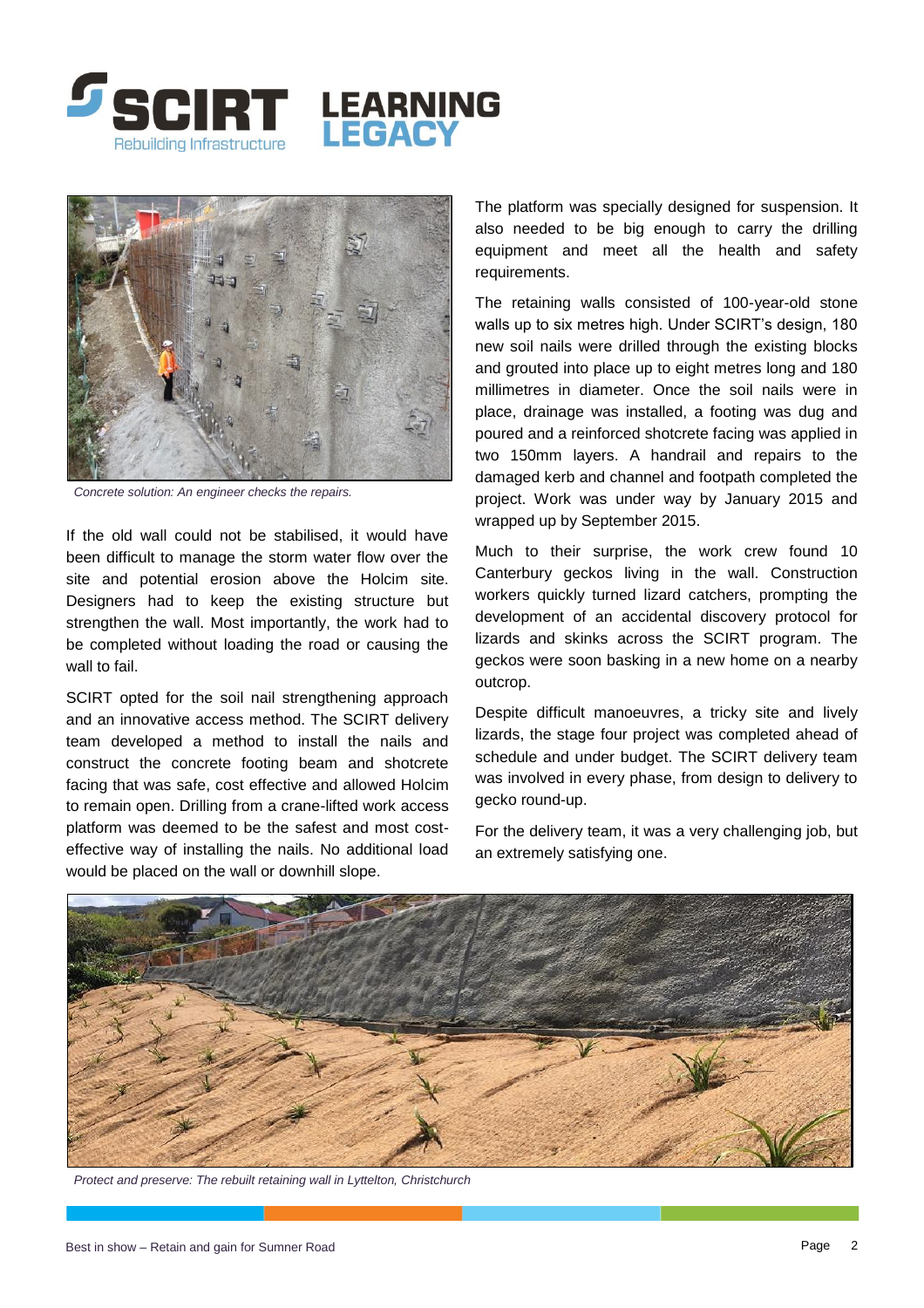*Concrete solution: An engineer checks the repairs.*

If the old wall could not be stabilised, it would have been difficult to manage the storm water flow over the site and potential erosion above the Holcim site. Designers had to keep the existing structure but strengthen the wall. Most importantly, the work had to be completed without loading the road or causing the wall to fail.

SCIRT opted for the soil nail strengthening approach and an innovative access method. The SCIRT delivery team developed a method to install the nails and construct the concrete footing beam and shotcrete facing that was safe, cost effective and allowed Holcim to remain open. Drilling from a crane-lifted work access platform was deemed to be the safest and most cost-effective way of installing the nails. No additional load would be placed on the wall or downhill slope.

The platform was specially designed for suspension. It also needed to be big enough to carry the drilling equipment and meet all the health and safety requirements.

The retaining walls consisted of 100-year-old stone walls up to six metres high. Under SCIRT's design, 180 new soil nails were drilled through the existing blocks and grouted into place up to eight metres long and 180 millimetres in diameter. Once the soil nails were in place, drainage was installed, a footing was dug and poured and a reinforced shotcrete facing was applied in two 150mm layers. A handrail and repairs to the damaged kerb and channel and footpath completed the project. Work was under way by January 2015 and wrapped up by September 2015.

Much to their surprise, the work crew found 10 Canterbury geckos living in the wall. Construction workers quickly turned lizard catchers, prompting the development of an accidental discovery protocol for lizards and skinks across the SCIRT program. The geckos were soon basking in a new home on a nearby outcrop.

Despite difficult manoeuvres, a tricky site and lively lizards, the stage four project was completed ahead of schedule and under budget. The SCIRT delivery team was involved in every phase, from design to delivery to gecko round-up.

For the delivery team, it was a very challenging job, but an extremely satisfying one.

*Protect and preserve: The rebuilt retaining wall in Lyttelton, Christchurch*